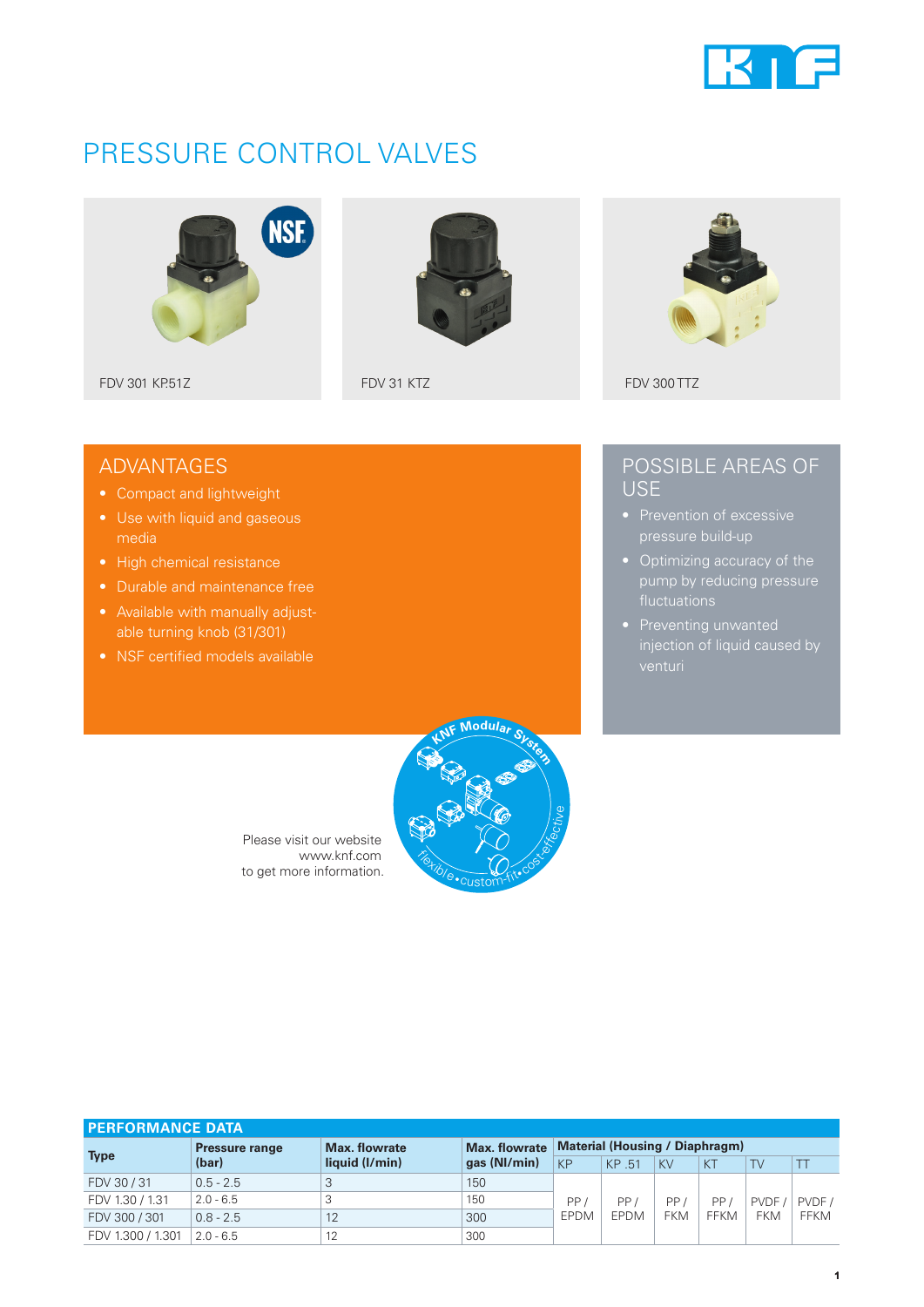# PRESSURE CONTROL VALVES

FDV 301 KP.51Z

FDV 31 KTZ

FDV 300 TTZ

## ADVANTAGES

- Compact and lightweight
- Use with liquid and gaseous media
- High chemical resistance
- Durable and maintenance free
- Available with manually adjustable turning knob (31/301)
- NSF certified models available

## POSSIBLE AREAS OF USE

- Prevention of excessive pressure build-up
- Optimizing accuracy of the pump by reducing pressure fluctuations
- Preventing unwanted injection of liquid caused by venturi

Please visit our website www.knf.com to get more information.

KNF Modular System – flexible • custom-fit • cost-effective

## PERFORMANCE DATA

| Type | Pressure range (bar) | Max. flowrate liquid (l/min) | Max. flowrate gas (Nl/min) | Material (Housing / Diaphragm) | | | | | |
|---|---|---|---|---|---|---|---|---|---|
| | | | | KP | KP .51 | KV | KT | TV | TT |
| FDV 30 / 31 | 0.5 - 2.5 | 3 | 150 | PP / EPDM | PP / EPDM | PP / FKM | PP / FFKM | PVDF / FKM | PVDF / FFKM |
| FDV 1.30 / 1.31 | 2.0 - 6.5 | 3 | 150 | | | | | | |
| FDV 300 / 301 | 0.8 - 2.5 | 12 | 300 | | | | | | |
| FDV 1.300 / 1.301 | 2.0 - 6.5 | 12 | 300 | | | | | | |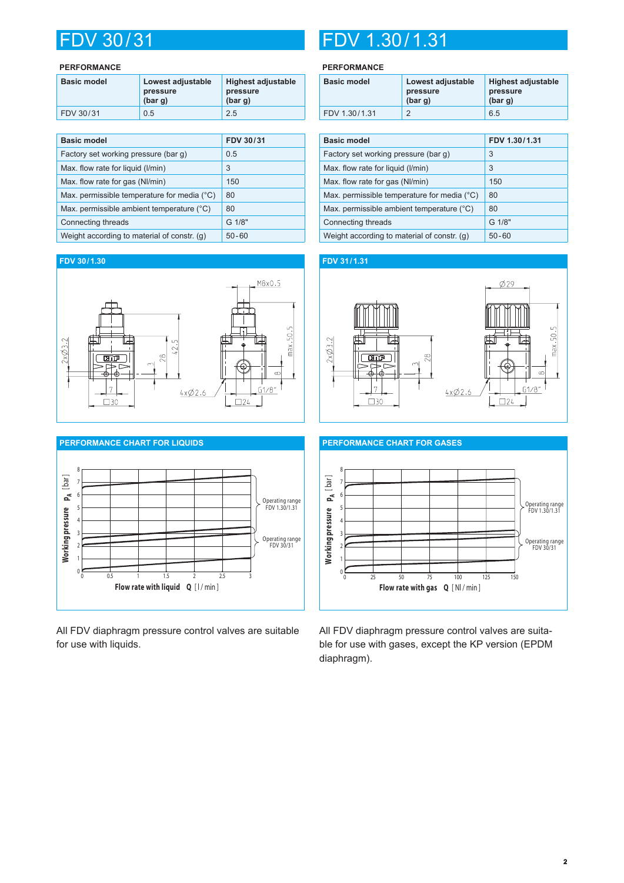# FDV 30/31

### PERFORMANCE

| Basic model | Lowest adjustable pressure (bar g) | Highest adjustable pressure (bar g) |
|---|---|---|
| FDV 30/31 | 0.5 | 2.5 |

| Basic model | FDV 30/31 |
|---|---|
| Factory set working pressure (bar g) | 0.5 |
| Max. flow rate for liquid (l/min) | 3 |
| Max. flow rate for gas (Nl/min) | 150 |
| Max. permissible temperature for media (°C) | 80 |
| Max. permissible ambient temperature (°C) | 80 |
| Connecting threads | G 1/8" |
| Weight according to material of constr. (g) | 50-60 |

# FDV 1.30/1.31

### PERFORMANCE

| Basic model | Lowest adjustable pressure (bar g) | Highest adjustable pressure (bar g) |
|---|---|---|
| FDV 1.30/1.31 | 2 | 6.5 |

| Basic model | FDV 1.30/1.31 |
|---|---|
| Factory set working pressure (bar g) | 3 |
| Max. flow rate for liquid (l/min) | 3 |
| Max. flow rate for gas (Nl/min) | 150 |
| Max. permissible temperature for media (°C) | 80 |
| Max. permissible ambient temperature (°C) | 80 |
| Connecting threads | G 1/8" |
| Weight according to material of constr. (g) | 50-60 |

### FDV 30/1.30

### FDV 31/1.31

### PERFORMANCE CHART FOR LIQUIDS

### PERFORMANCE CHART FOR GASES

All FDV diaphragm pressure control valves are suitable for use with liquids.

All FDV diaphragm pressure control valves are suitable for use with gases, except the KP version (EPDM diaphragm).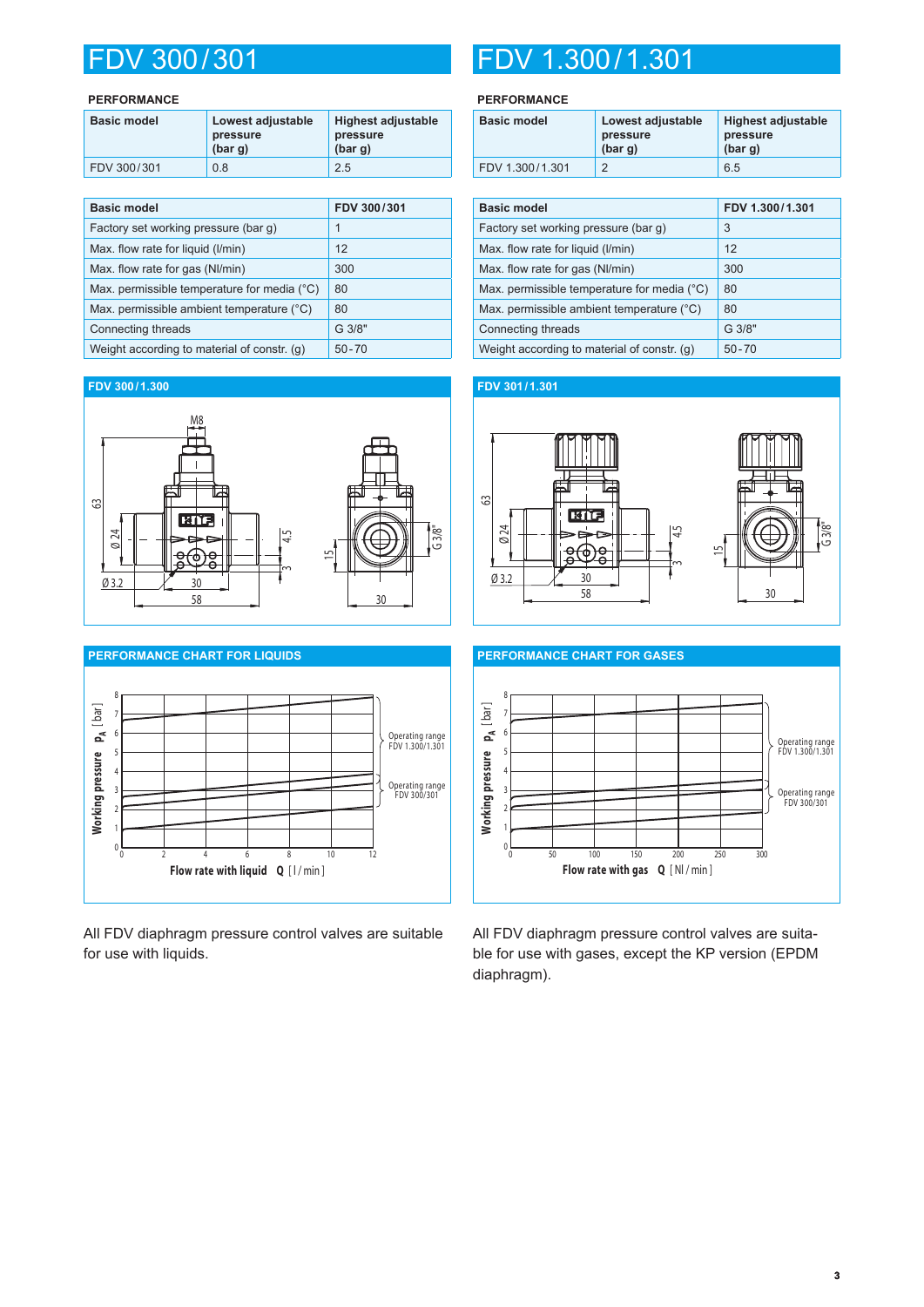# FDV 300/301

## PERFORMANCE

| Basic model | Lowest adjustable pressure (bar g) | Highest adjustable pressure (bar g) |
|---|---|---|
| FDV 300/301 | 0.8 | 2.5 |

| Basic model | FDV 300/301 |
|---|---|
| Factory set working pressure (bar g) | 1 |
| Max. flow rate for liquid (l/min) | 12 |
| Max. flow rate for gas (Nl/min) | 300 |
| Max. permissible temperature for media (°C) | 80 |
| Max. permissible ambient temperature (°C) | 80 |
| Connecting threads | G 3/8" |
| Weight according to material of constr. (g) | 50-70 |

### FDV 300/1.300

### PERFORMANCE CHART FOR LIQUIDS

All FDV diaphragm pressure control valves are suitable for use with liquids.

# FDV 1.300/1.301

## PERFORMANCE

| Basic model | Lowest adjustable pressure (bar g) | Highest adjustable pressure (bar g) |
|---|---|---|
| FDV 1.300/1.301 | 2 | 6.5 |

| Basic model | FDV 1.300/1.301 |
|---|---|
| Factory set working pressure (bar g) | 3 |
| Max. flow rate for liquid (l/min) | 12 |
| Max. flow rate for gas (Nl/min) | 300 |
| Max. permissible temperature for media (°C) | 80 |
| Max. permissible ambient temperature (°C) | 80 |
| Connecting threads | G 3/8" |
| Weight according to material of constr. (g) | 50-70 |

### FDV 301/1.301

### PERFORMANCE CHART FOR GASES

All FDV diaphragm pressure control valves are suitable for use with gases, except the KP version (EPDM diaphragm).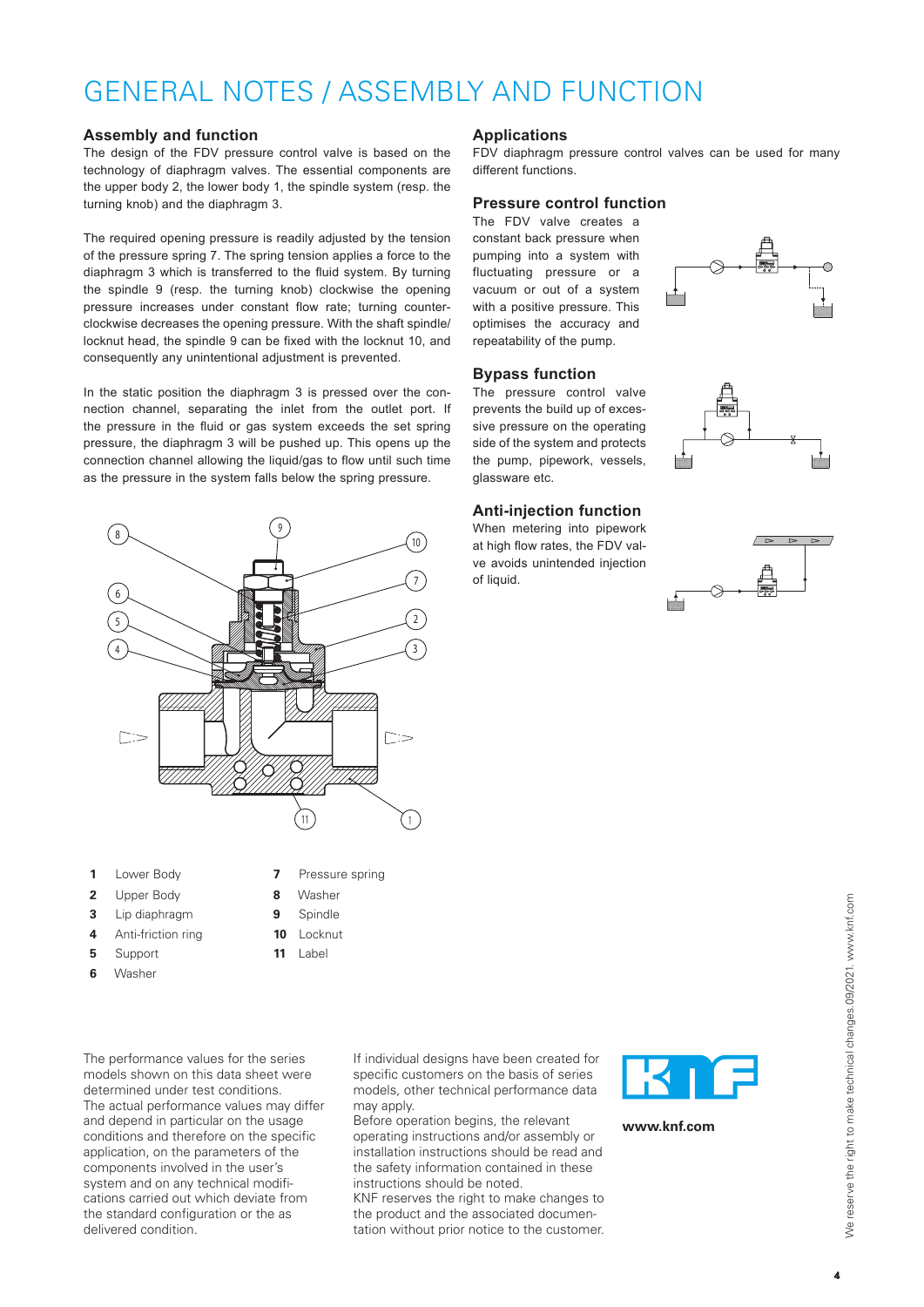# GENERAL NOTES / ASSEMBLY AND FUNCTION

## Assembly and function

The design of the FDV pressure control valve is based on the technology of diaphragm valves. The essential components are the upper body 2, the lower body 1, the spindle system (resp. the turning knob) and the diaphragm 3.

The required opening pressure is readily adjusted by the tension of the pressure spring 7. The spring tension applies a force to the diaphragm 3 which is transferred to the fluid system. By turning the spindle 9 (resp. the turning knob) clockwise the opening pressure increases under constant flow rate; turning counter-clockwise decreases the opening pressure. With the shaft spindle/locknut head, the spindle 9 can be fixed with the locknut 10, and consequently any unintentional adjustment is prevented.

In the static position the diaphragm 3 is pressed over the connection channel, separating the inlet from the outlet port. If the pressure in the fluid or gas system exceeds the set spring pressure, the diaphragm 3 will be pushed up. This opens up the connection channel allowing the liquid/gas to flow until such time as the pressure in the system falls below the spring pressure.

| | | | |
|---|---|---|---|
| **1** | Lower Body | **7** | Pressure spring |
| **2** | Upper Body | **8** | Washer |
| **3** | Lip diaphragm | **9** | Spindle |
| **4** | Anti-friction ring | **10** | Locknut |
| **5** | Support | **11** | Label |
| **6** | Washer | | |

## Applications

FDV diaphragm pressure control valves can be used for many different functions.

## Pressure control function

The FDV valve creates a constant back pressure when pumping into a system with fluctuating pressure or a vacuum or out of a system with a positive pressure. This optimises the accuracy and repeatability of the pump.

## Bypass function

The pressure control valve prevents the build up of excessive pressure on the operating side of the system and protects the pump, pipework, vessels, glassware etc.

## Anti-injection function

When metering into pipework at high flow rates, the FDV valve avoids unintended injection of liquid.

The performance values for the series models shown on this data sheet were determined under test conditions. The actual performance values may differ and depend in particular on the usage conditions and therefore on the specific application, on the parameters of the components involved in the user's system and on any technical modifications carried out which deviate from the standard configuration or the as delivered condition.

If individual designs have been created for specific customers on the basis of series models, other technical performance data may apply. Before operation begins, the relevant operating instructions and/or assembly or installation instructions should be read and the safety information contained in these instructions should be noted. KNF reserves the right to make changes to the product and the associated documentation without prior notice to the customer.

**www.knf.com**

We reserve the right to make technical changes.09/2021. www.knf.com